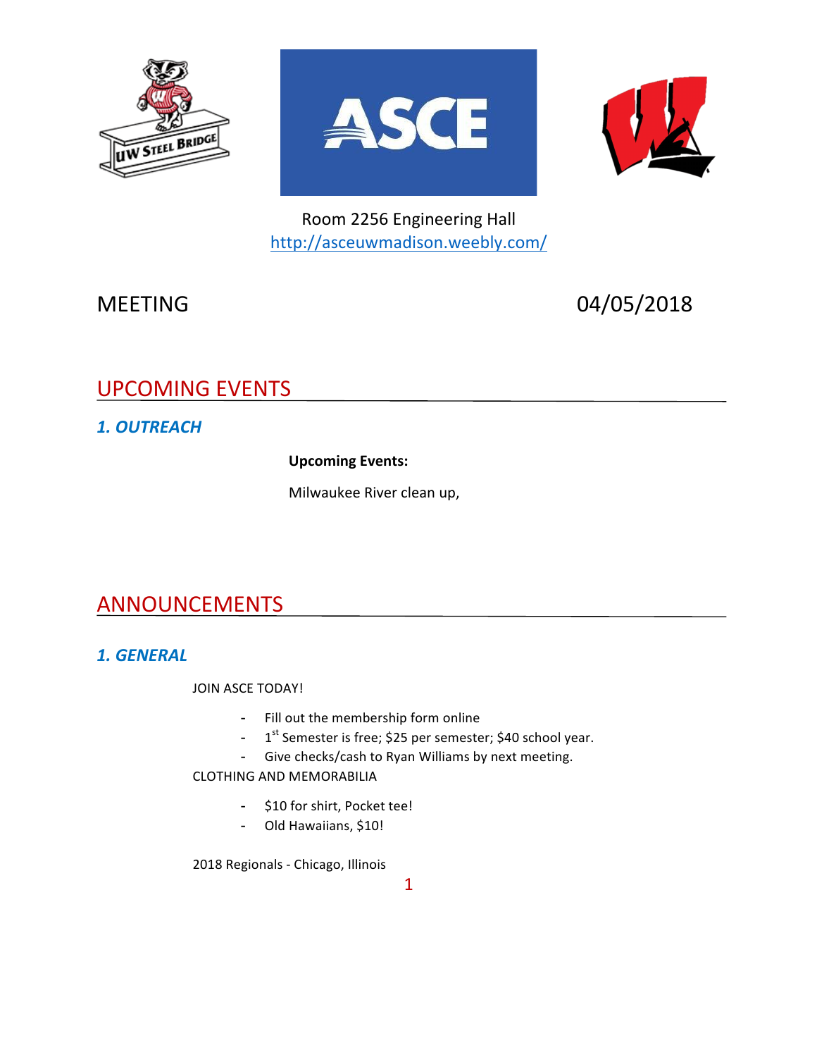Room 2256 Engineering Hall
http://asceuwmadison.weebly.com/

MEETING 04/05/2018

# UPCOMING EVENTS

## 1. OUTREACH

**Upcoming Events:**

Milwaukee River clean up,

# ANNOUNCEMENTS

## 1. GENERAL

JOIN ASCE TODAY!

- Fill out the membership form online
- 1st Semester is free; $25 per semester; $40 school year.
- Give checks/cash to Ryan Williams by next meeting.

CLOTHING AND MEMORABILIA

- $10 for shirt, Pocket tee!
- Old Hawaiians, $10!

2018 Regionals - Chicago, Illinois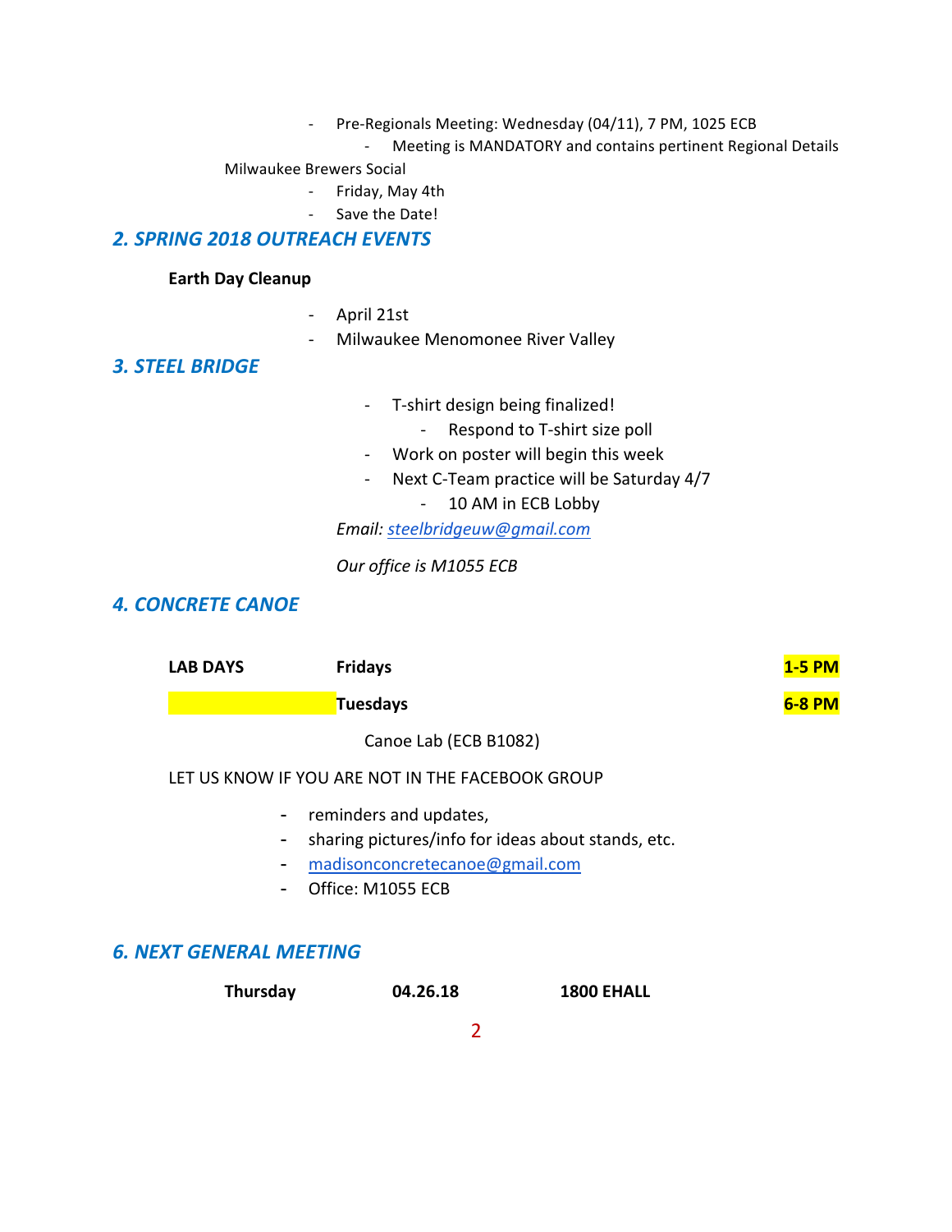- Pre-Regionals Meeting: Wednesday (04/11), 7 PM, 1025 ECB
  - Meeting is MANDATORY and contains pertinent Regional Details

Milwaukee Brewers Social

- Friday, May 4th
- Save the Date!

## *2. SPRING 2018 OUTREACH EVENTS*

**Earth Day Cleanup**

- April 21st
- Milwaukee Menomonee River Valley

## *3. STEEL BRIDGE*

- T-shirt design being finalized!
  - Respond to T-shirt size poll
- Work on poster will begin this week
- Next C-Team practice will be Saturday 4/7
  - 10 AM in ECB Lobby

*Email: steelbridgeuw@gmail.com*

*Our office is M1055 ECB*

## *4. CONCRETE CANOE*

| | | |
|---|---|---|
| **LAB DAYS** | **Fridays** | **1-5 PM** |
| | **Tuesdays** | **6-8 PM** |

Canoe Lab (ECB B1082)

LET US KNOW IF YOU ARE NOT IN THE FACEBOOK GROUP

- reminders and updates,
- sharing pictures/info for ideas about stands, etc.
- madisonconcretecanoe@gmail.com
- Office: M1055 ECB

## *6. NEXT GENERAL MEETING*

**Thursday** **04.26.18** **1800 EHALL**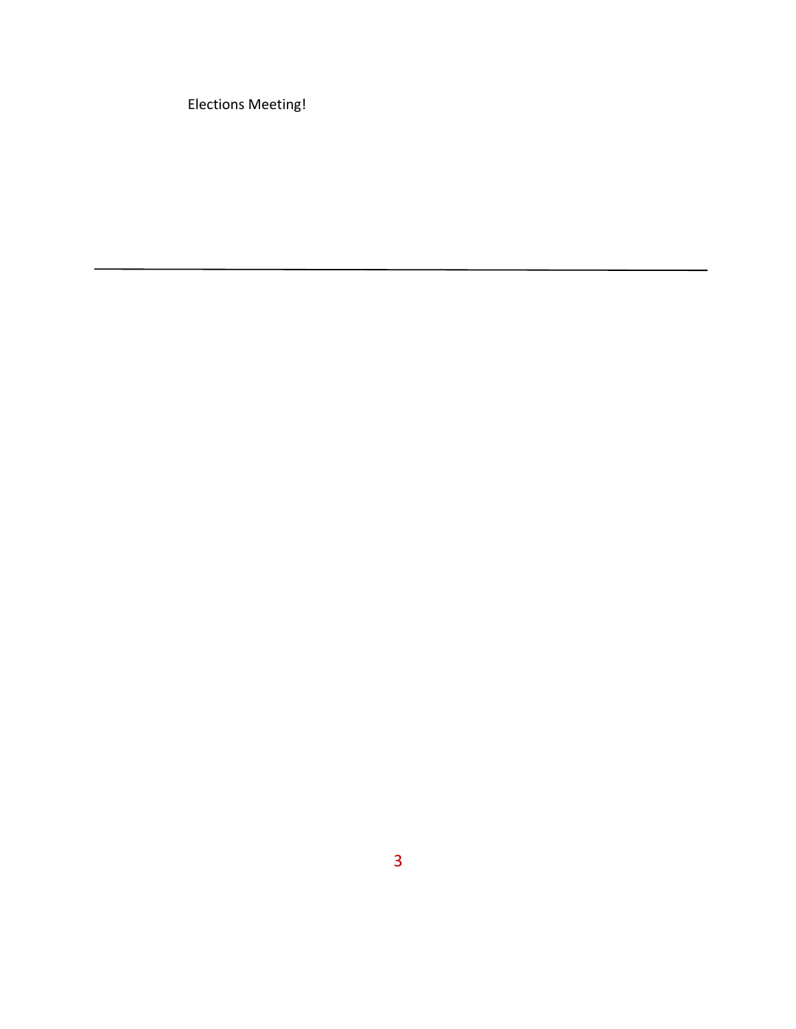Elections Meeting!

---